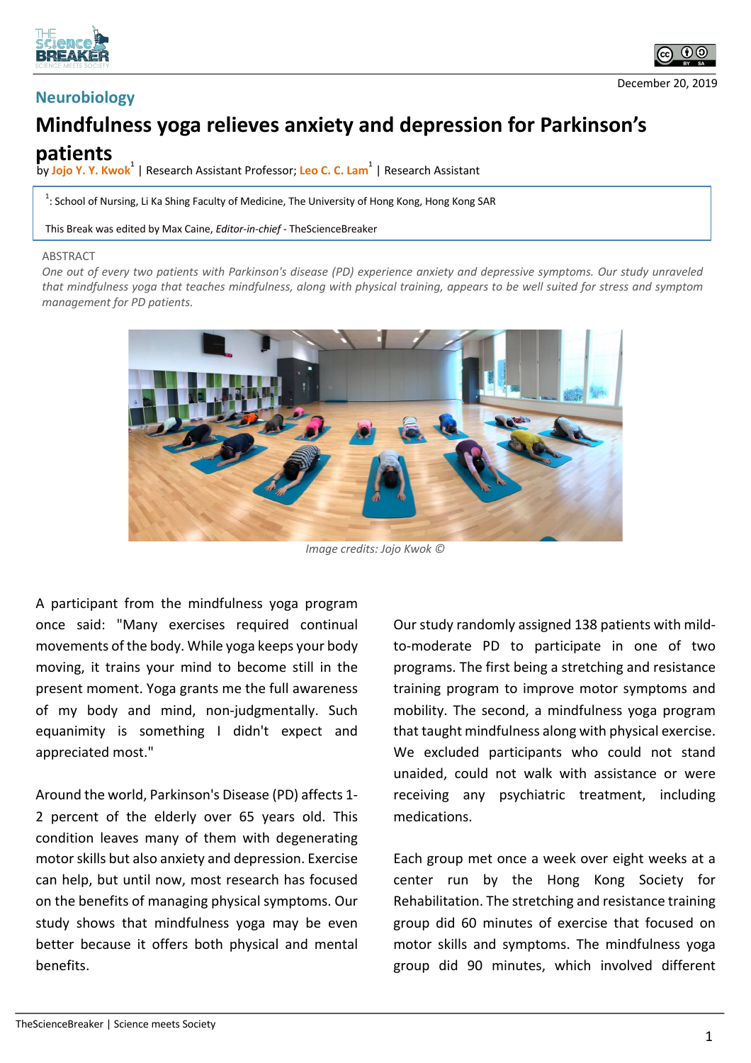Neurobiology

December 20, 2019

# Mindfulness yoga relieves anxiety and depression for Parkinson's patients

by **Jojo Y. Y. Kwok**[1] | Research Assistant Professor; **Leo C. C. Lam**[1] | Research Assistant

[1]: School of Nursing, Li Ka Shing Faculty of Medicine, The University of Hong Kong, Hong Kong SAR

This Break was edited by Max Caine, *Editor-in-chief* - TheScienceBreaker

ABSTRACT

*One out of every two patients with Parkinson's disease (PD) experience anxiety and depressive symptoms. Our study unraveled that mindfulness yoga that teaches mindfulness, along with physical training, appears to be well suited for stress and symptom management for PD patients.*

*Image credits: Jojo Kwok ©*

A participant from the mindfulness yoga program once said: "Many exercises required continual movements of the body. While yoga keeps your body moving, it trains your mind to become still in the present moment. Yoga grants me the full awareness of my body and mind, non-judgmentally. Such equanimity is something I didn't expect and appreciated most."

Around the world, Parkinson's Disease (PD) affects 1-2 percent of the elderly over 65 years old. This condition leaves many of them with degenerating motor skills but also anxiety and depression. Exercise can help, but until now, most research has focused on the benefits of managing physical symptoms. Our study shows that mindfulness yoga may be even better because it offers both physical and mental benefits.

Our study randomly assigned 138 patients with mild-to-moderate PD to participate in one of two programs. The first being a stretching and resistance training program to improve motor symptoms and mobility. The second, a mindfulness yoga program that taught mindfulness along with physical exercise. We excluded participants who could not stand unaided, could not walk with assistance or were receiving any psychiatric treatment, including medications.

Each group met once a week over eight weeks at a center run by the Hong Kong Society for Rehabilitation. The stretching and resistance training group did 60 minutes of exercise that focused on motor skills and symptoms. The mindfulness yoga group did 90 minutes, which involved different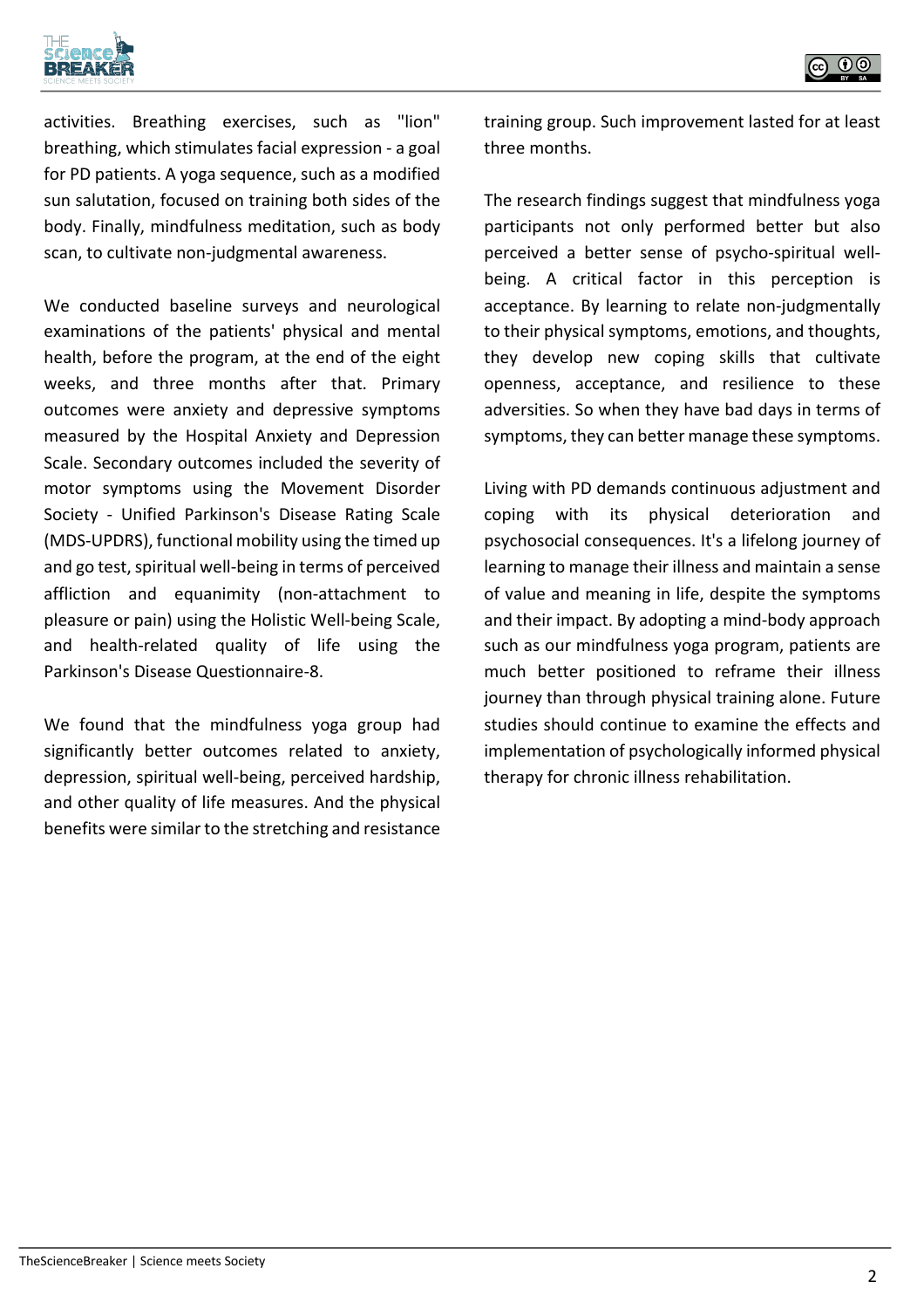activities. Breathing exercises, such as "lion" breathing, which stimulates facial expression - a goal for PD patients. A yoga sequence, such as a modified sun salutation, focused on training both sides of the body. Finally, mindfulness meditation, such as body scan, to cultivate non-judgmental awareness.

We conducted baseline surveys and neurological examinations of the patients' physical and mental health, before the program, at the end of the eight weeks, and three months after that. Primary outcomes were anxiety and depressive symptoms measured by the Hospital Anxiety and Depression Scale. Secondary outcomes included the severity of motor symptoms using the Movement Disorder Society - Unified Parkinson's Disease Rating Scale (MDS-UPDRS), functional mobility using the timed up and go test, spiritual well-being in terms of perceived affliction and equanimity (non-attachment to pleasure or pain) using the Holistic Well-being Scale, and health-related quality of life using the Parkinson's Disease Questionnaire-8.

We found that the mindfulness yoga group had significantly better outcomes related to anxiety, depression, spiritual well-being, perceived hardship, and other quality of life measures. And the physical benefits were similar to the stretching and resistance training group. Such improvement lasted for at least three months.

The research findings suggest that mindfulness yoga participants not only performed better but also perceived a better sense of psycho-spiritual well-being. A critical factor in this perception is acceptance. By learning to relate non-judgmentally to their physical symptoms, emotions, and thoughts, they develop new coping skills that cultivate openness, acceptance, and resilience to these adversities. So when they have bad days in terms of symptoms, they can better manage these symptoms.

Living with PD demands continuous adjustment and coping with its physical deterioration and psychosocial consequences. It's a lifelong journey of learning to manage their illness and maintain a sense of value and meaning in life, despite the symptoms and their impact. By adopting a mind-body approach such as our mindfulness yoga program, patients are much better positioned to reframe their illness journey than through physical training alone. Future studies should continue to examine the effects and implementation of psychologically informed physical therapy for chronic illness rehabilitation.